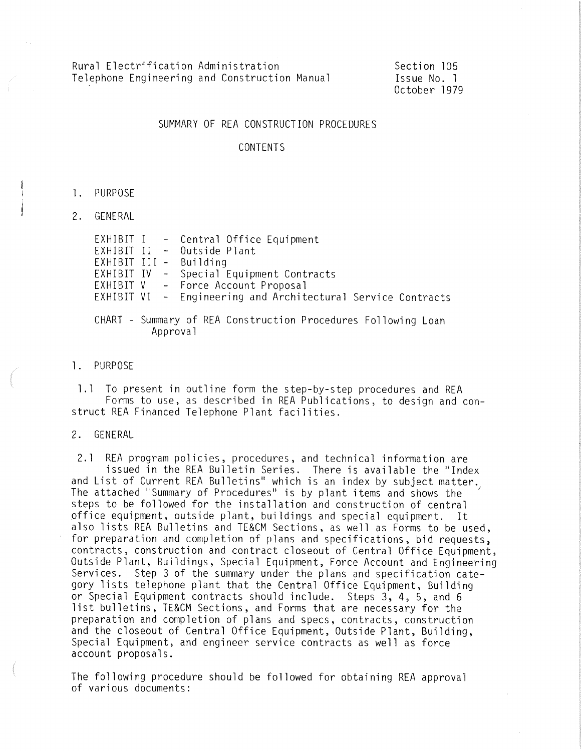Rural Electrification Administration
Telephone Engineering and Construction Manual

Section 105
Issue No. 1
October 1979

# SUMMARY OF REA CONSTRUCTION PROCEDURES

## CONTENTS

1. PURPOSE

2. GENERAL

   EXHIBIT I - Central Office Equipment
   EXHIBIT II - Outside Plant
   EXHIBIT III - Building
   EXHIBIT IV - Special Equipment Contracts
   EXHIBIT V - Force Account Proposal
   EXHIBIT VI - Engineering and Architectural Service Contracts

   CHART - Summary of REA Construction Procedures Following Loan Approval

## 1. PURPOSE

1.1 To present in outline form the step-by-step procedures and REA Forms to use, as described in REA Publications, to design and construct REA Financed Telephone Plant facilities.

## 2. GENERAL

2.1 REA program policies, procedures, and technical information are issued in the REA Bulletin Series. There is available the "Index and List of Current REA Bulletins" which is an index by subject matter. The attached "Summary of Procedures" is by plant items and shows the steps to be followed for the installation and construction of central office equipment, outside plant, buildings and special equipment. It also lists REA Bulletins and TE&CM Sections, as well as Forms to be used, for preparation and completion of plans and specifications, bid requests, contracts, construction and contract closeout of Central Office Equipment, Outside Plant, Buildings, Special Equipment, Force Account and Engineering Services. Step 3 of the summary under the plans and specification category lists telephone plant that the Central Office Equipment, Building or Special Equipment contracts should include. Steps 3, 4, 5, and 6 list bulletins, TE&CM Sections, and Forms that are necessary for the preparation and completion of plans and specs, contracts, construction and the closeout of Central Office Equipment, Outside Plant, Building, Special Equipment, and engineer service contracts as well as force account proposals.

The following procedure should be followed for obtaining REA approval of various documents: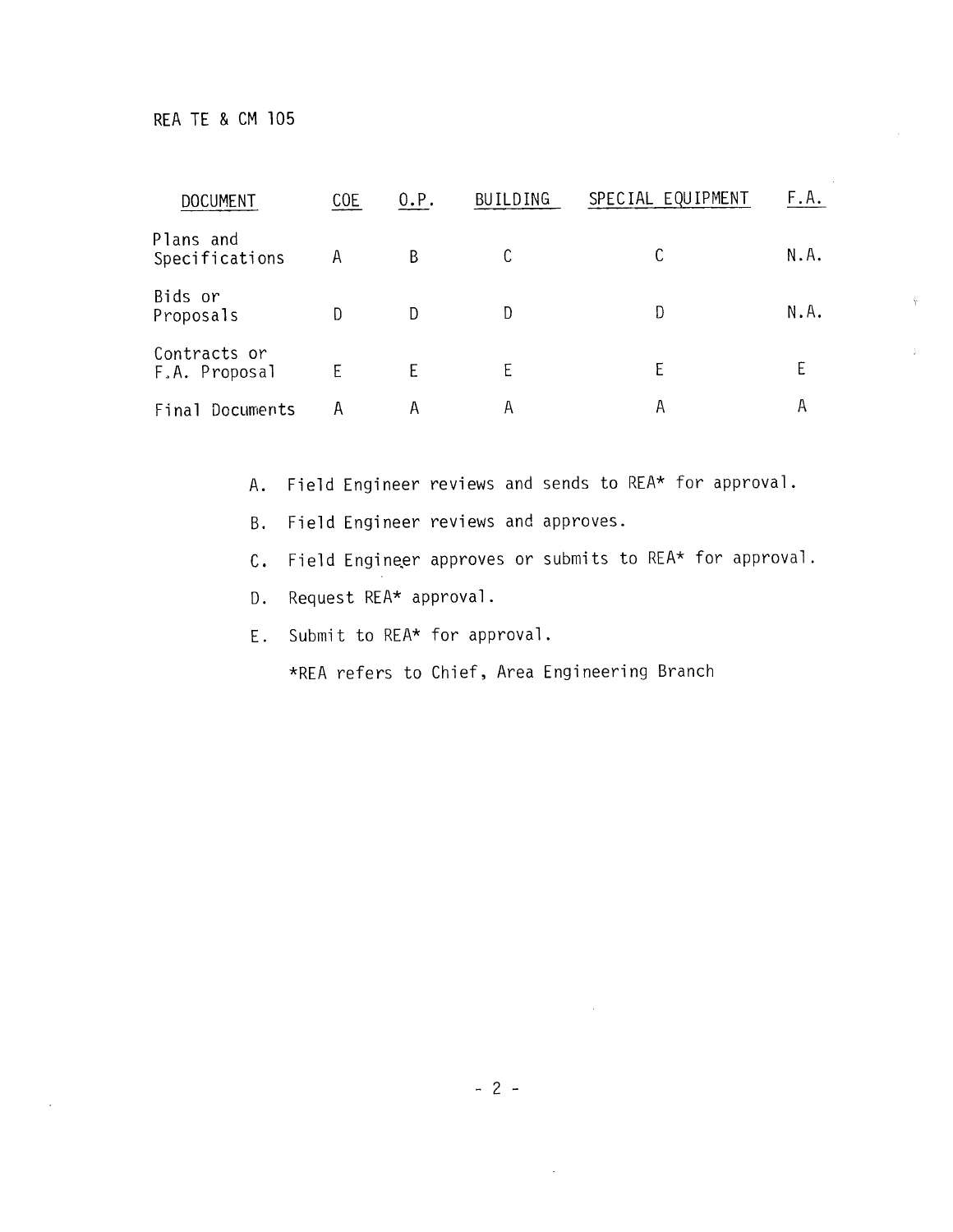REA TE & CM 105

| DOCUMENT | COE | O.P. | BUILDING | SPECIAL EQUIPMENT | F.A. |
|---|---|---|---|---|---|
| Plans and Specifications | A | B | C | C | N.A. |
| Bids or Proposals | D | D | D | D | N.A. |
| Contracts or F.A. Proposal | E | E | E | E | E |
| Final Documents | A | A | A | A | A |

A. Field Engineer reviews and sends to REA* for approval.

B. Field Engineer reviews and approves.

C. Field Engineer approves or submits to REA* for approval.

D. Request REA* approval.

E. Submit to REA* for approval.

*REA refers to Chief, Area Engineering Branch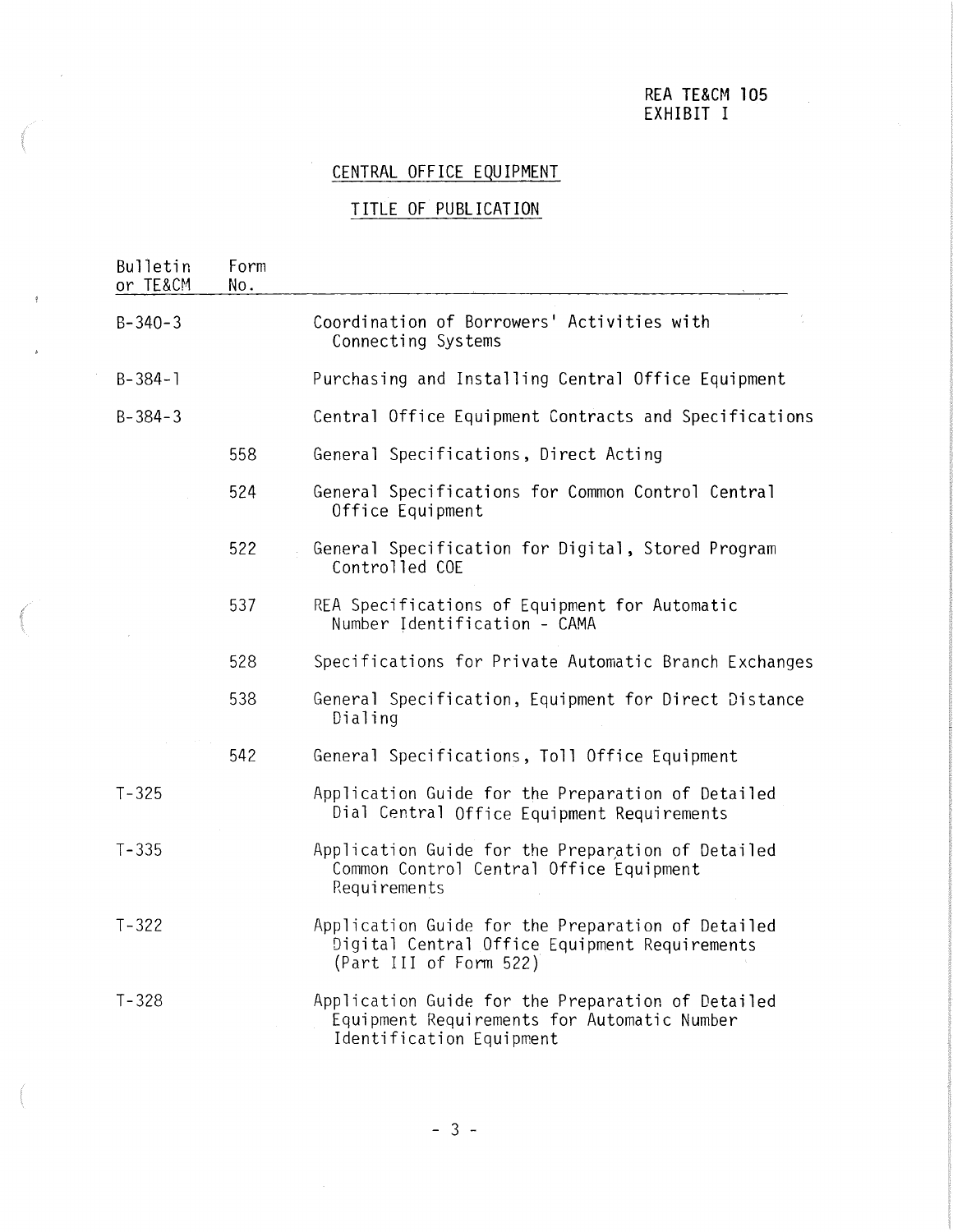REA TE&CM 105
EXHIBIT I

## CENTRAL OFFICE EQUIPMENT

## TITLE OF PUBLICATION

| Bulletin or TE&CM | Form No. | |
|---|---|---|
| B-340-3 | | Coordination of Borrowers' Activities with Connecting Systems |
| B-384-1 | | Purchasing and Installing Central Office Equipment |
| B-384-3 | | Central Office Equipment Contracts and Specifications |
| | 558 | General Specifications, Direct Acting |
| | 524 | General Specifications for Common Control Central Office Equipment |
| | 522 | General Specification for Digital, Stored Program Controlled COE |
| | 537 | REA Specifications of Equipment for Automatic Number Identification - CAMA |
| | 528 | Specifications for Private Automatic Branch Exchanges |
| | 538 | General Specification, Equipment for Direct Distance Dialing |
| | 542 | General Specifications, Toll Office Equipment |
| T-325 | | Application Guide for the Preparation of Detailed Dial Central Office Equipment Requirements |
| T-335 | | Application Guide for the Preparation of Detailed Common Control Central Office Equipment Requirements |
| T-322 | | Application Guide for the Preparation of Detailed Digital Central Office Equipment Requirements (Part III of Form 522) |
| T-328 | | Application Guide for the Preparation of Detailed Equipment Requirements for Automatic Number Identification Equipment |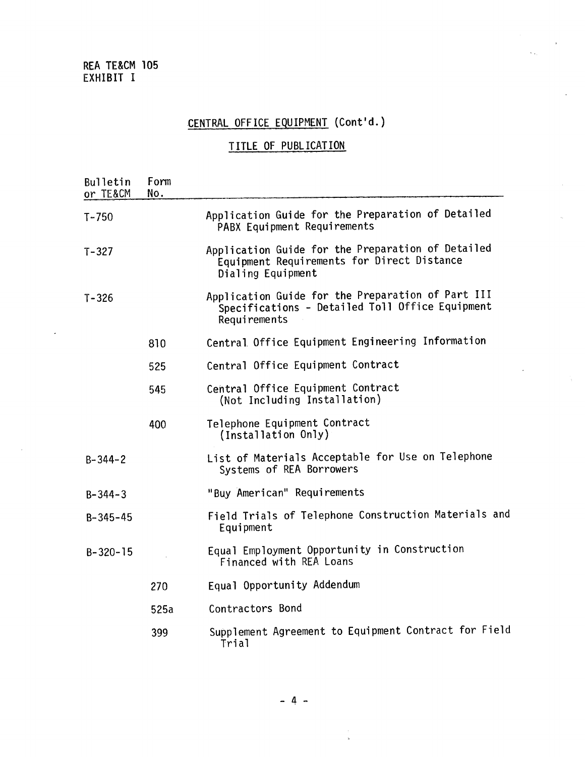REA TE&CM 105
EXHIBIT I

## CENTRAL OFFICE EQUIPMENT (Cont'd.)

### TITLE OF PUBLICATION

| Bulletin or TE&CM | Form No. | |
|---|---|---|
| T-750 | | Application Guide for the Preparation of Detailed PABX Equipment Requirements |
| T-327 | | Application Guide for the Preparation of Detailed Equipment Requirements for Direct Distance Dialing Equipment |
| T-326 | | Application Guide for the Preparation of Part III Specifications - Detailed Toll Office Equipment Requirements |
| | 810 | Central Office Equipment Engineering Information |
| | 525 | Central Office Equipment Contract |
| | 545 | Central Office Equipment Contract (Not Including Installation) |
| | 400 | Telephone Equipment Contract (Installation Only) |
| B-344-2 | | List of Materials Acceptable for Use on Telephone Systems of REA Borrowers |
| B-344-3 | | "Buy American" Requirements |
| B-345-45 | | Field Trials of Telephone Construction Materials and Equipment |
| B-320-15 | | Equal Employment Opportunity in Construction Financed with REA Loans |
| | 270 | Equal Opportunity Addendum |
| | 525a | Contractors Bond |
| | 399 | Supplement Agreement to Equipment Contract for Field Trial |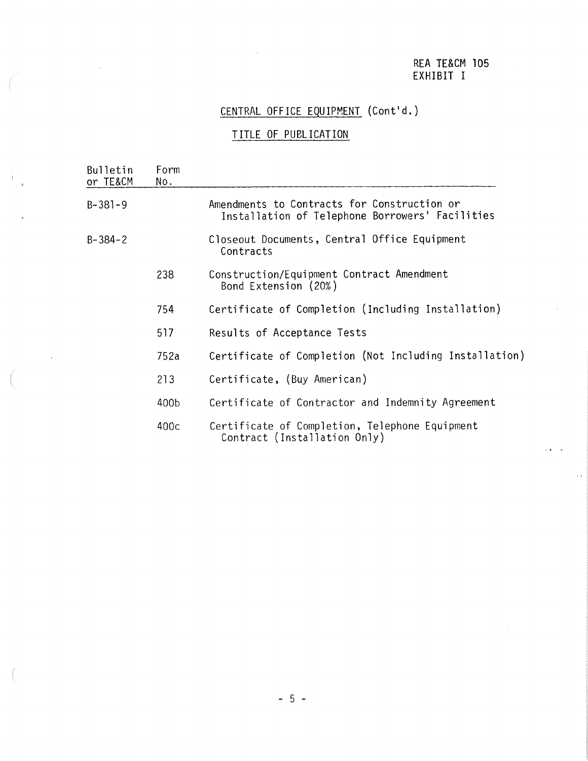REA TE&CM 105
EXHIBIT I

## CENTRAL OFFICE EQUIPMENT (Cont'd.)

### TITLE OF PUBLICATION

| Bulletin or TE&CM | Form No. | |
|---|---|---|
| B-381-9 | | Amendments to Contracts for Construction or Installation of Telephone Borrowers' Facilities |
| B-384-2 | | Closeout Documents, Central Office Equipment Contracts |
| | 238 | Construction/Equipment Contract Amendment Bond Extension (20%) |
| | 754 | Certificate of Completion (Including Installation) |
| | 517 | Results of Acceptance Tests |
| | 752a | Certificate of Completion (Not Including Installation) |
| | 213 | Certificate, (Buy American) |
| | 400b | Certificate of Contractor and Indemnity Agreement |
| | 400c | Certificate of Completion, Telephone Equipment Contract (Installation Only) |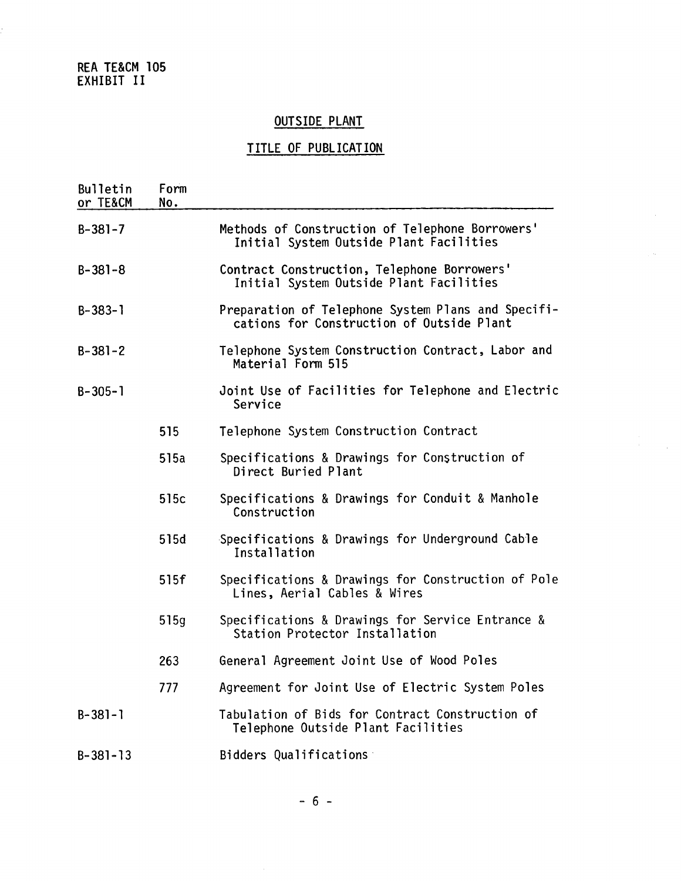REA TE&CM 105
EXHIBIT II

## OUTSIDE PLANT

## TITLE OF PUBLICATION

| Bulletin or TE&CM | Form No. | |
|---|---|---|
| B-381-7 | | Methods of Construction of Telephone Borrowers' Initial System Outside Plant Facilities |
| B-381-8 | | Contract Construction, Telephone Borrowers' Initial System Outside Plant Facilities |
| B-383-1 | | Preparation of Telephone System Plans and Specifications for Construction of Outside Plant |
| B-381-2 | | Telephone System Construction Contract, Labor and Material Form 515 |
| B-305-1 | | Joint Use of Facilities for Telephone and Electric Service |
| | 515 | Telephone System Construction Contract |
| | 515a | Specifications & Drawings for Construction of Direct Buried Plant |
| | 515c | Specifications & Drawings for Conduit & Manhole Construction |
| | 515d | Specifications & Drawings for Underground Cable Installation |
| | 515f | Specifications & Drawings for Construction of Pole Lines, Aerial Cables & Wires |
| | 515g | Specifications & Drawings for Service Entrance & Station Protector Installation |
| | 263 | General Agreement Joint Use of Wood Poles |
| | 777 | Agreement for Joint Use of Electric System Poles |
| B-381-1 | | Tabulation of Bids for Contract Construction of Telephone Outside Plant Facilities |
| B-381-13 | | Bidders Qualifications |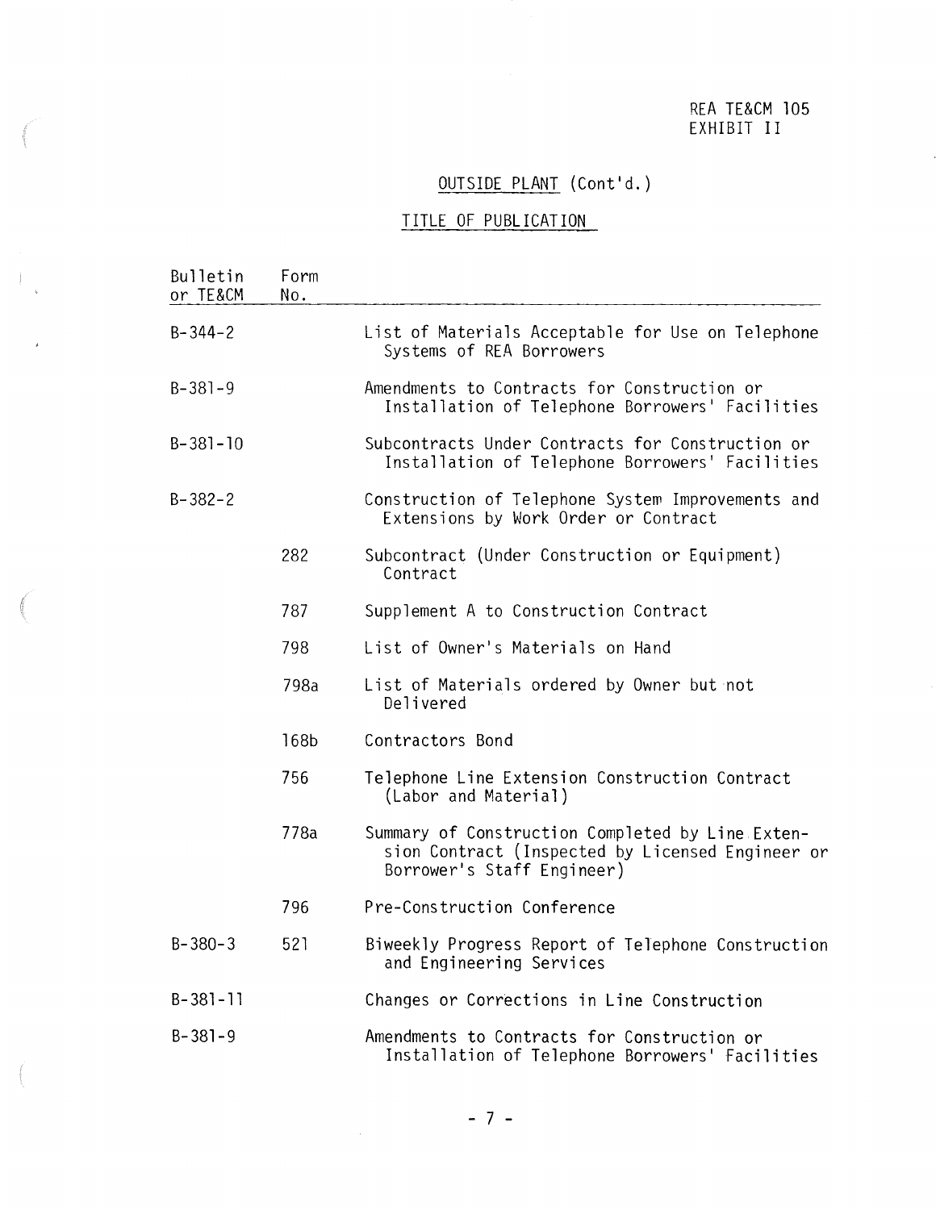REA TE&CM 105
EXHIBIT II

## OUTSIDE PLANT (Cont'd.)

### TITLE OF PUBLICATION

| Bulletin or TE&CM | Form No. | |
|---|---|---|
| B-344-2 | | List of Materials Acceptable for Use on Telephone Systems of REA Borrowers |
| B-381-9 | | Amendments to Contracts for Construction or Installation of Telephone Borrowers' Facilities |
| B-381-10 | | Subcontracts Under Contracts for Construction or Installation of Telephone Borrowers' Facilities |
| B-382-2 | | Construction of Telephone System Improvements and Extensions by Work Order or Contract |
| | 282 | Subcontract (Under Construction or Equipment) Contract |
| | 787 | Supplement A to Construction Contract |
| | 798 | List of Owner's Materials on Hand |
| | 798a | List of Materials ordered by Owner but not Delivered |
| | 168b | Contractors Bond |
| | 756 | Telephone Line Extension Construction Contract (Labor and Material) |
| | 778a | Summary of Construction Completed by Line Extension Contract (Inspected by Licensed Engineer or Borrower's Staff Engineer) |
| | 796 | Pre-Construction Conference |
| B-380-3 | 521 | Biweekly Progress Report of Telephone Construction and Engineering Services |
| B-381-11 | | Changes or Corrections in Line Construction |
| B-381-9 | | Amendments to Contracts for Construction or Installation of Telephone Borrowers' Facilities |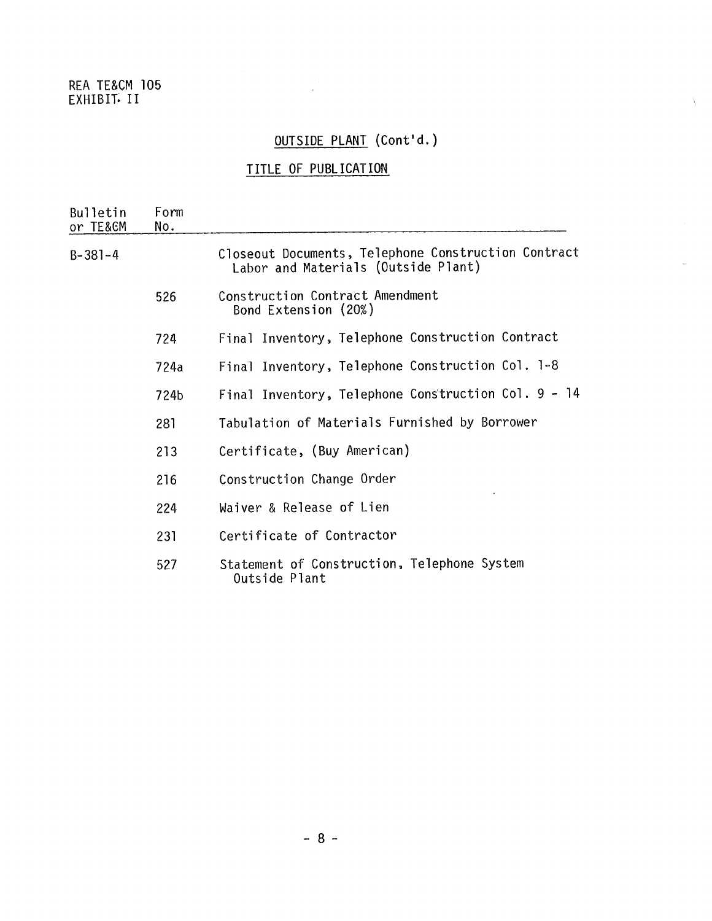REA TE&CM 105
EXHIBIT II

## OUTSIDE PLANT (Cont'd.)

### TITLE OF PUBLICATION

| Bulletin or TE&CM | Form No. | |
|---|---|---|
| B-381-4 | | Closeout Documents, Telephone Construction Contract Labor and Materials (Outside Plant) |
| | 526 | Construction Contract Amendment Bond Extension (20%) |
| | 724 | Final Inventory, Telephone Construction Contract |
| | 724a | Final Inventory, Telephone Construction Col. 1-8 |
| | 724b | Final Inventory, Telephone Construction Col. 9 - 14 |
| | 281 | Tabulation of Materials Furnished by Borrower |
| | 213 | Certificate, (Buy American) |
| | 216 | Construction Change Order |
| | 224 | Waiver & Release of Lien |
| | 231 | Certificate of Contractor |
| | 527 | Statement of Construction, Telephone System Outside Plant |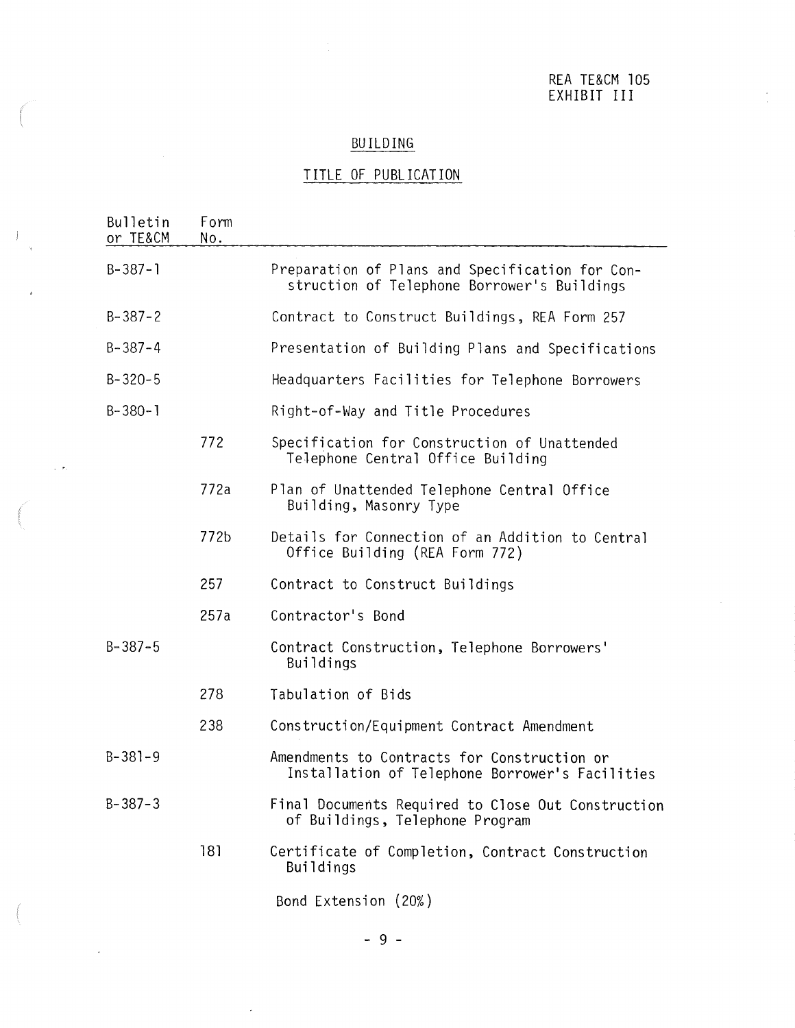REA TE&CM 105
EXHIBIT III

## BUILDING

### TITLE OF PUBLICATION

| Bulletin or TE&CM | Form No. | |
|---|---|---|
| B-387-1 | | Preparation of Plans and Specification for Construction of Telephone Borrower's Buildings |
| B-387-2 | | Contract to Construct Buildings, REA Form 257 |
| B-387-4 | | Presentation of Building Plans and Specifications |
| B-320-5 | | Headquarters Facilities for Telephone Borrowers |
| B-380-1 | | Right-of-Way and Title Procedures |
| | 772 | Specification for Construction of Unattended Telephone Central Office Building |
| | 772a | Plan of Unattended Telephone Central Office Building, Masonry Type |
| | 772b | Details for Connection of an Addition to Central Office Building (REA Form 772) |
| | 257 | Contract to Construct Buildings |
| | 257a | Contractor's Bond |
| B-387-5 | | Contract Construction, Telephone Borrowers' Buildings |
| | 278 | Tabulation of Bids |
| | 238 | Construction/Equipment Contract Amendment |
| B-381-9 | | Amendments to Contracts for Construction or Installation of Telephone Borrower's Facilities |
| B-387-3 | | Final Documents Required to Close Out Construction of Buildings, Telephone Program |
| | 181 | Certificate of Completion, Contract Construction Buildings |
| | | Bond Extension (20%) |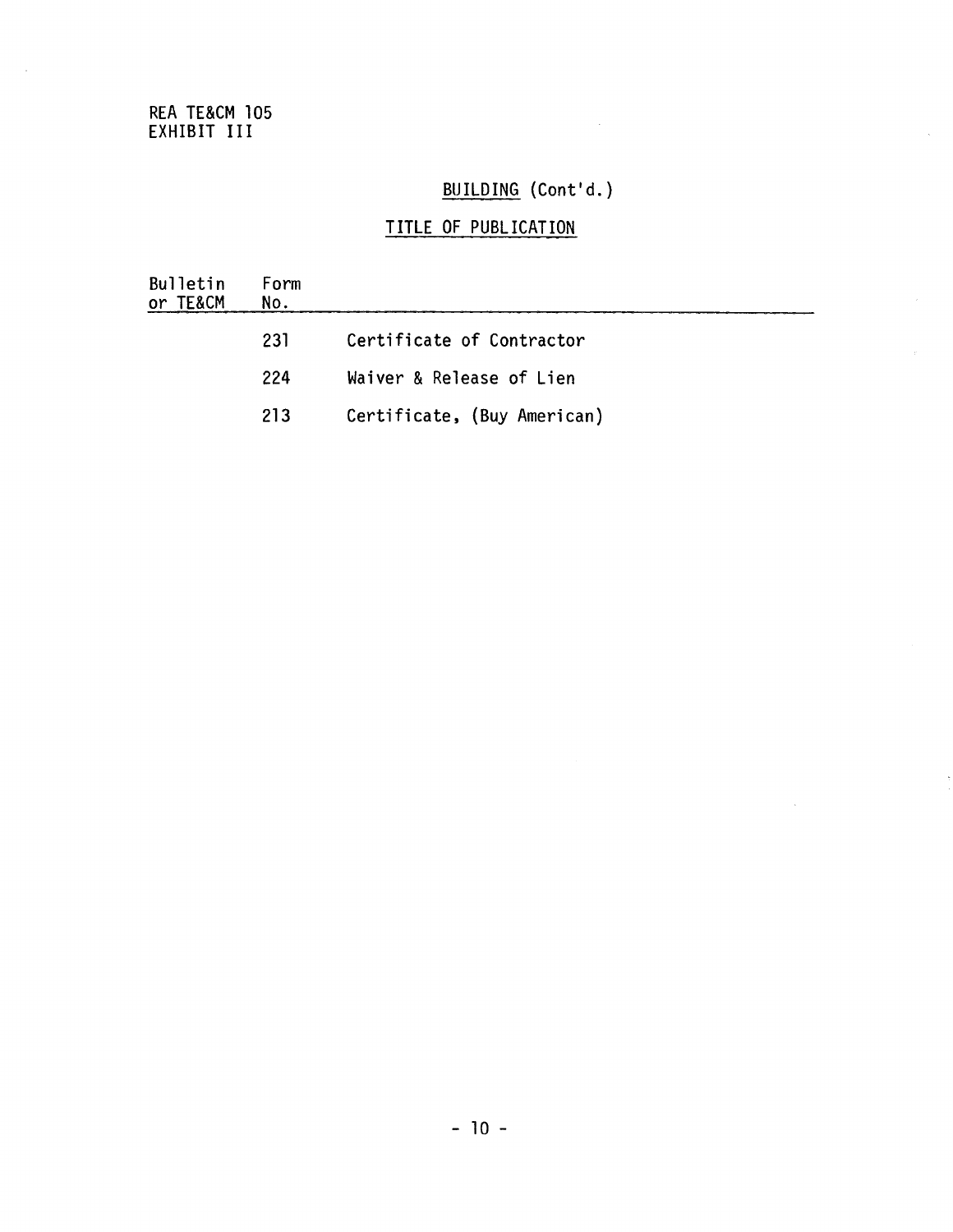## BUILDING (Cont'd.)

### TITLE OF PUBLICATION

| Bulletin or TE&CM | Form No. | |
|---|---|---|
| | 231 | Certificate of Contractor |
| | 224 | Waiver & Release of Lien |
| | 213 | Certificate, (Buy American) |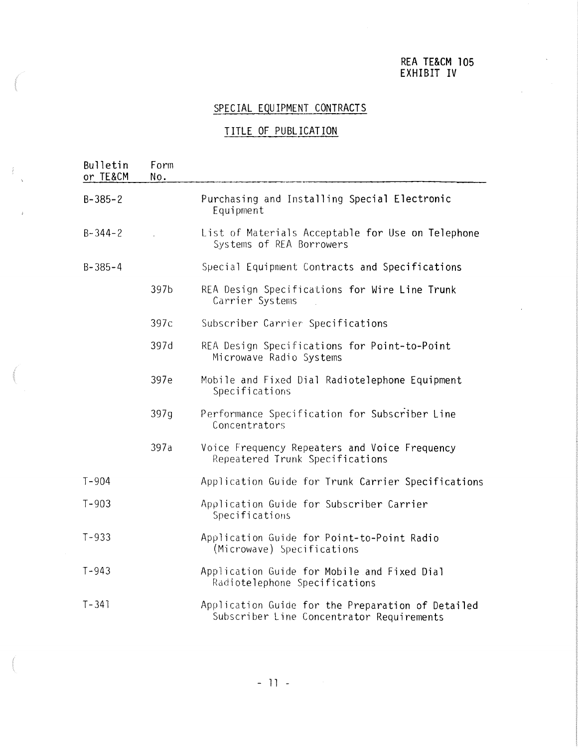REA TE&CM 105
EXHIBIT IV

## SPECIAL EQUIPMENT CONTRACTS

## TITLE OF PUBLICATION

| Bulletin or TE&CM | Form No. | |
|---|---|---|
| B-385-2 | | Purchasing and Installing Special Electronic Equipment |
| B-344-2 | | List of Materials Acceptable for Use on Telephone Systems of REA Borrowers |
| B-385-4 | | Special Equipment Contracts and Specifications |
| | 397b | REA Design Specifications for Wire Line Trunk Carrier Systems |
| | 397c | Subscriber Carrier Specifications |
| | 397d | REA Design Specifications for Point-to-Point Microwave Radio Systems |
| | 397e | Mobile and Fixed Dial Radiotelephone Equipment Specifications |
| | 397g | Performance Specification for Subscriber Line Concentrators |
| | 397a | Voice Frequency Repeaters and Voice Frequency Repeatered Trunk Specifications |
| T-904 | | Application Guide for Trunk Carrier Specifications |
| T-903 | | Application Guide for Subscriber Carrier Specifications |
| T-933 | | Application Guide for Point-to-Point Radio (Microwave) Specifications |
| T-943 | | Application Guide for Mobile and Fixed Dial Radiotelephone Specifications |
| T-341 | | Application Guide for the Preparation of Detailed Subscriber Line Concentrator Requirements |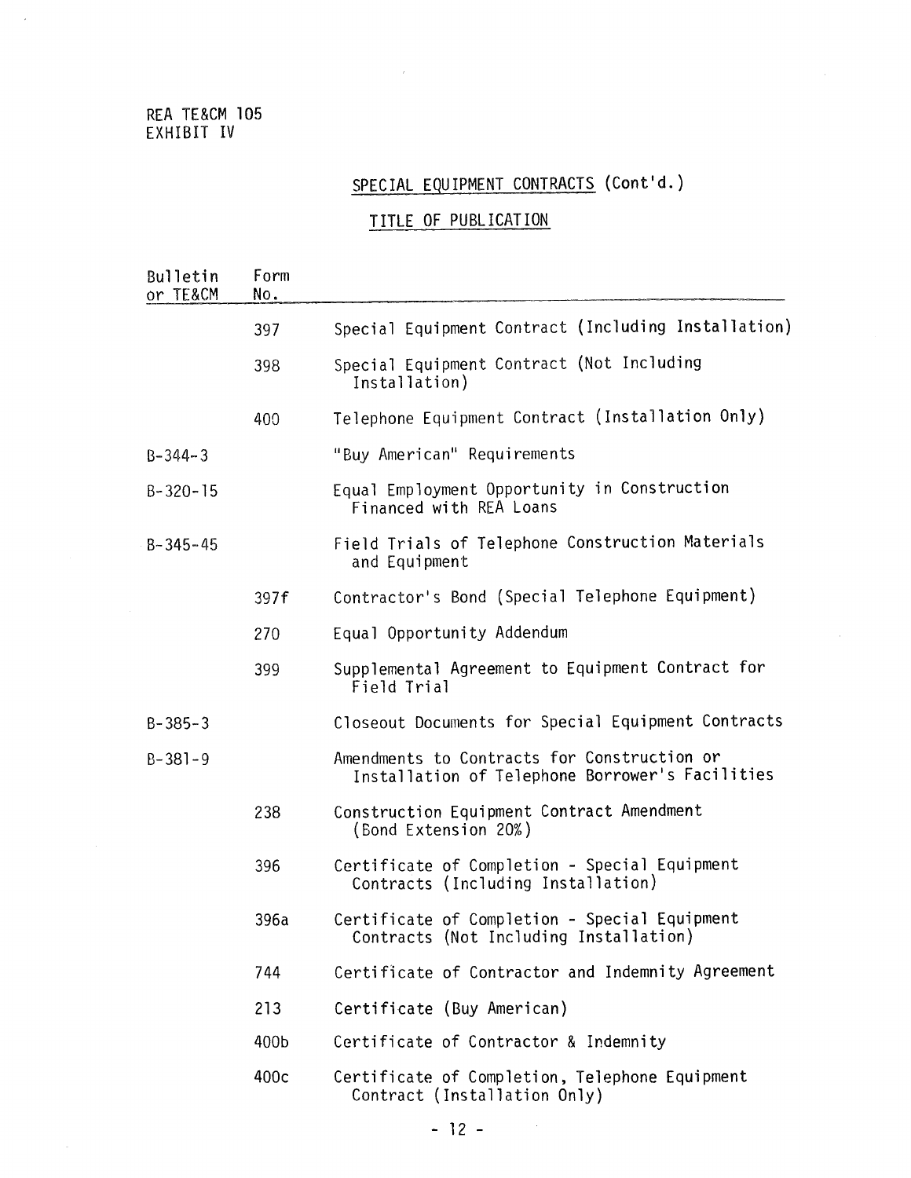REA TE&CM 105
EXHIBIT IV

## SPECIAL EQUIPMENT CONTRACTS (Cont'd.)

### TITLE OF PUBLICATION

| Bulletin or TE&CM | Form No. | |
|---|---|---|
| | 397 | Special Equipment Contract (Including Installation) |
| | 398 | Special Equipment Contract (Not Including Installation) |
| | 400 | Telephone Equipment Contract (Installation Only) |
| B-344-3 | | "Buy American" Requirements |
| B-320-15 | | Equal Employment Opportunity in Construction Financed with REA Loans |
| B-345-45 | | Field Trials of Telephone Construction Materials and Equipment |
| | 397f | Contractor's Bond (Special Telephone Equipment) |
| | 270 | Equal Opportunity Addendum |
| | 399 | Supplemental Agreement to Equipment Contract for Field Trial |
| B-385-3 | | Closeout Documents for Special Equipment Contracts |
| B-381-9 | | Amendments to Contracts for Construction or Installation of Telephone Borrower's Facilities |
| | 238 | Construction Equipment Contract Amendment (Bond Extension 20%) |
| | 396 | Certificate of Completion - Special Equipment Contracts (Including Installation) |
| | 396a | Certificate of Completion - Special Equipment Contracts (Not Including Installation) |
| | 744 | Certificate of Contractor and Indemnity Agreement |
| | 213 | Certificate (Buy American) |
| | 400b | Certificate of Contractor & Indemnity |
| | 400c | Certificate of Completion, Telephone Equipment Contract (Installation Only) |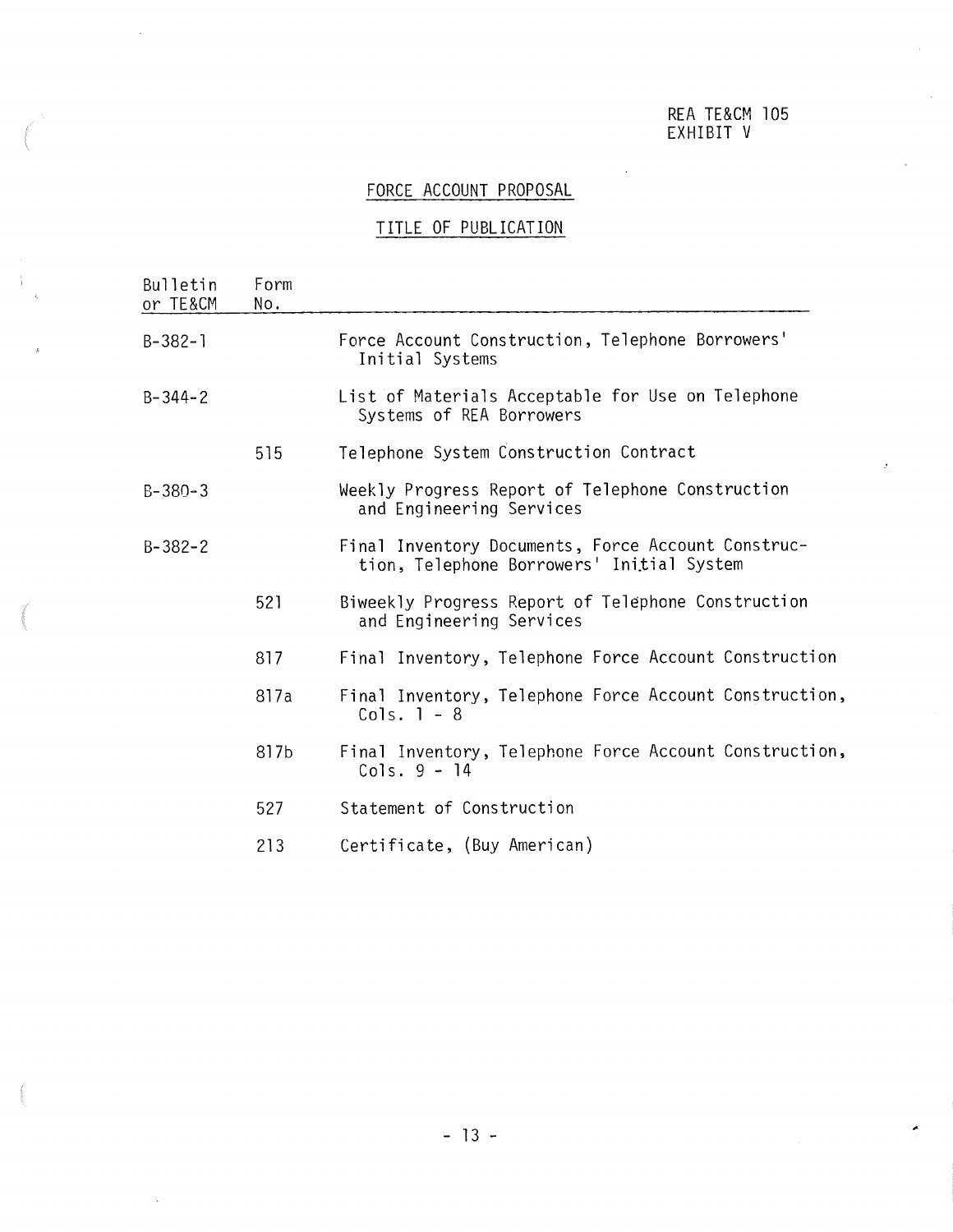REA TE&CM 105
EXHIBIT V

## FORCE ACCOUNT PROPOSAL

### TITLE OF PUBLICATION

| Bulletin or TE&CM | Form No. | |
|---|---|---|
| B-382-1 | | Force Account Construction, Telephone Borrowers' Initial Systems |
| B-344-2 | | List of Materials Acceptable for Use on Telephone Systems of REA Borrowers |
| | 515 | Telephone System Construction Contract |
| B-380-3 | | Weekly Progress Report of Telephone Construction and Engineering Services |
| B-382-2 | | Final Inventory Documents, Force Account Construction, Telephone Borrowers' Initial System |
| | 521 | Biweekly Progress Report of Telephone Construction and Engineering Services |
| | 817 | Final Inventory, Telephone Force Account Construction |
| | 817a | Final Inventory, Telephone Force Account Construction, Cols. 1 - 8 |
| | 817b | Final Inventory, Telephone Force Account Construction, Cols. 9 - 14 |
| | 527 | Statement of Construction |
| | 213 | Certificate, (Buy American) |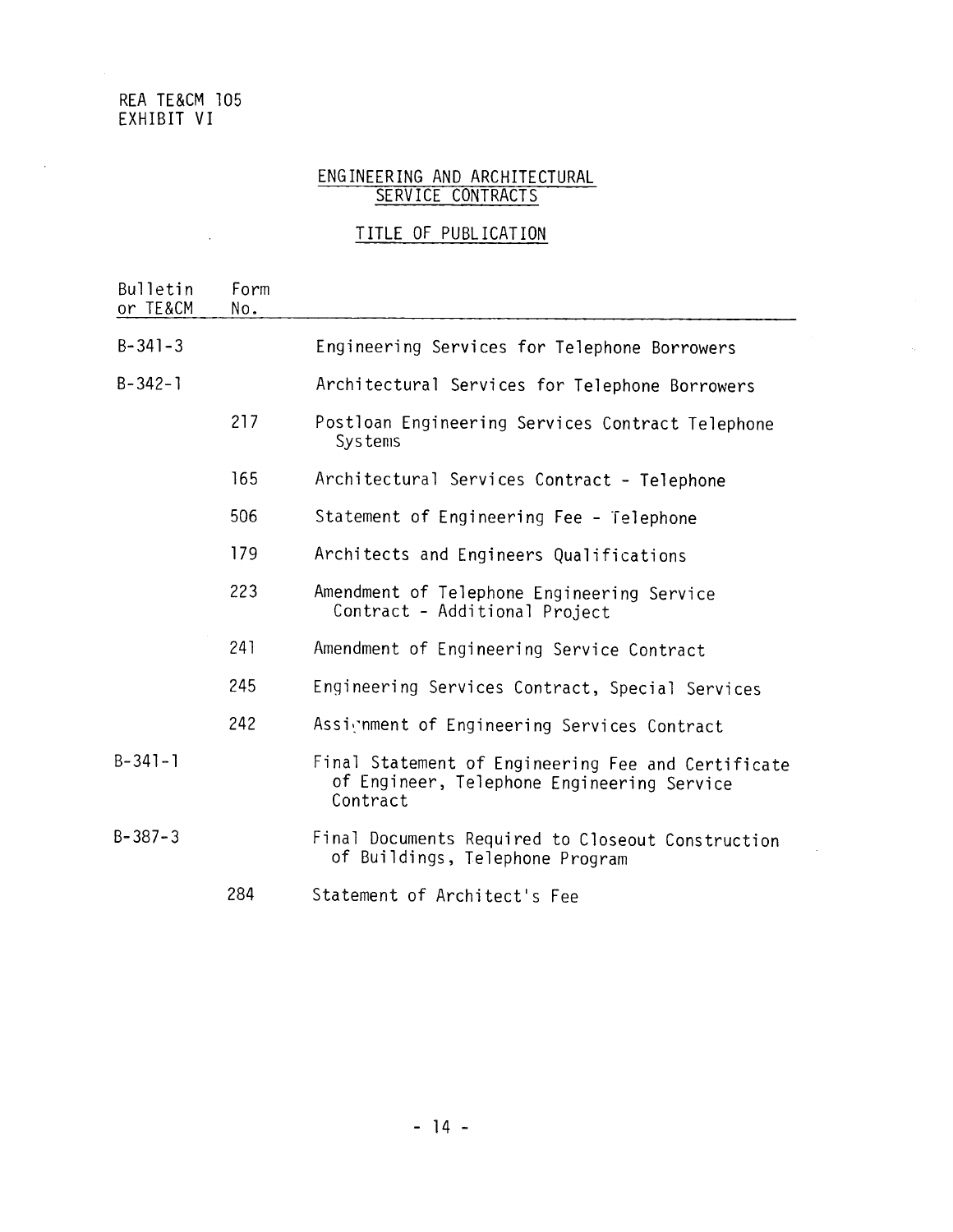REA TE&CM 105
EXHIBIT VI

## ENGINEERING AND ARCHITECTURAL SERVICE CONTRACTS

### TITLE OF PUBLICATION

| Bulletin or TE&CM | Form No. | |
|---|---|---|
| B-341-3 | | Engineering Services for Telephone Borrowers |
| B-342-1 | | Architectural Services for Telephone Borrowers |
| | 217 | Postloan Engineering Services Contract Telephone Systems |
| | 165 | Architectural Services Contract - Telephone |
| | 506 | Statement of Engineering Fee - Telephone |
| | 179 | Architects and Engineers Qualifications |
| | 223 | Amendment of Telephone Engineering Service Contract - Additional Project |
| | 241 | Amendment of Engineering Service Contract |
| | 245 | Engineering Services Contract, Special Services |
| | 242 | Assignment of Engineering Services Contract |
| B-341-1 | | Final Statement of Engineering Fee and Certificate of Engineer, Telephone Engineering Service Contract |
| B-387-3 | | Final Documents Required to Closeout Construction of Buildings, Telephone Program |
| | 284 | Statement of Architect's Fee |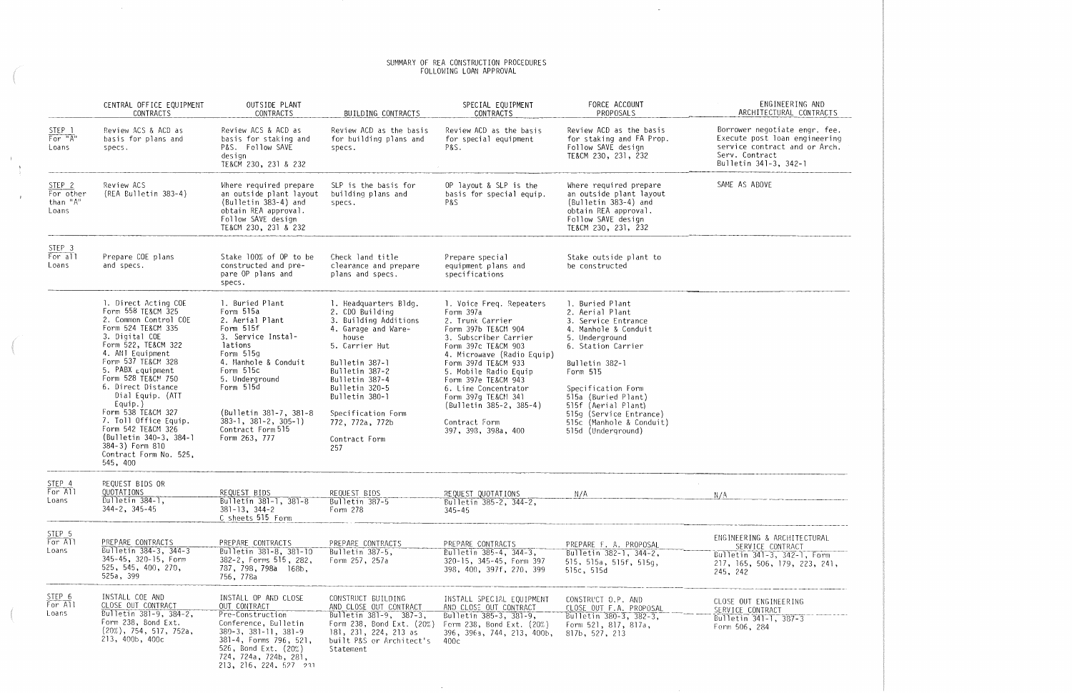# SUMMARY OF REA CONSTRUCTION PROCEDURES FOLLOWING LOAN APPROVAL

| | CENTRAL OFFICE EQUIPMENT CONTRACTS | OUTSIDE PLANT CONTRACTS | BUILDING CONTRACTS | SPECIAL EQUIPMENT CONTRACTS | FORCE ACCOUNT PROPOSALS | ENGINEERING AND ARCHITECTURAL CONTRACTS |
|---|---|---|---|---|---|---|
| STEP 1 For "A" Loans | Review ACS & ACD as basis for plans and specs. | Review ACS & ACD as basis for staking and P&S. Follow SAVE design TE&CM 230, 231 & 232 | Review ACD as the basis for building plans and specs. | Review ACD as the basis for special equipment P&S. | Review ACD as the basis for staking and FA Prop. Follow SAVE design TE&CM 230, 231, 232 | Borrower negotiate engr. fee. Execute post loan engineering service contract and or Arch. Serv. Contract Bulletin 341-3, 342-1 |
| STEP 2 For other than "A" Loans | Review ACS (REA Bulletin 383-4) | Where required prepare an outside plant layout (Bulletin 383-4) and obtain REA approval. Follow SAVE design TE&CM 230, 231 & 232 | SLP is the basis for building plans and specs. | OP layout & SLP is the basis for special equip. P&S | Where required prepare an outside plant layout (Bulletin 383-4) and obtain REA approval. Follow SAVE design TE&CM 230, 231, 232 | SAME AS ABOVE |
| STEP 3 For all Loans | Prepare COE plans and specs. | Stake 100% of OP to be constructed and prepare OP plans and specs. | Check land title clearance and prepare plans and specs. | Prepare special equipment plans and specifications | Stake outside plant to be constructed | |
| | 1. Direct Acting COE Form 558 TE&CM 325<br>2. Common Control COE Form 524 TE&CM 335<br>3. Digital COE Form 522, TE&CM 322<br>4. ANI Equipment Form 537 TE&CM 328<br>5. PABX Equipment Form 528 TE&CM 750<br>6. Direct Distance Dial Equip. (ATT Equip.) Form 538 TE&CM 327<br>7. Toll Office Equip. Form 542 TE&CM 326<br>(Bulletin 340-3, 384-1 384-3) Form 810<br>Contract Form No. 525, 545, 400 | 1. Buried Plant Form 515a<br>2. Aerial Plant Form 515f<br>3. Service Installations Form 515g<br>4. Manhole & Conduit Form 515c<br>5. Underground Form 515d<br>(Bulletin 381-7, 381-8 383-1, 381-2, 305-1)<br>Contract Form 515<br>Form 263, 777 | 1. Headquarters Bldg.<br>2. CDO Building<br>3. Building Additions<br>4. Garage and Warehouse<br>5. Carrier Hut<br>Bulletin 387-1<br>Bulletin 387-2<br>Bulletin 387-4<br>Bulletin 320-5<br>Bulletin 380-1<br>Specification Form 772, 772a, 772b<br>Contract Form 257 | 1. Voice Freq. Repeaters Form 397a<br>2. Trunk Carrier Form 397b TE&CM 904<br>3. Subscriber Carrier Form 397c TE&CM 903<br>4. Microwave (Radio Equip) Form 397d TE&CM 933<br>5. Mobile Radio Equip Form 397e TE&CM 943<br>6. Line Concentrator Form 397g TE&CM 341<br>(Bulletin 385-2, 385-4)<br>Contract Form 397, 398, 398a, 400 | 1. Buried Plant<br>2. Aerial Plant<br>3. Service Entrance<br>4. Manhole & Conduit<br>5. Underground<br>6. Station Carrier<br>Bulletin 382-1<br>Form 515<br>Specification Form<br>515a (Buried Plant)<br>515f (Aerial Plant)<br>515g (Service Entrance)<br>515c (Manhole & Conduit)<br>515d (Underground) | |
| STEP 4 For All Loans | REQUEST BIDS OR QUOTATIONS<br>Bulletin 384-1, 344-2, 345-45 | REQUEST BIDS<br>Bulletin 381-1, 381-8 381-13, 344-2<br>C sheets 515 Form | REQUEST BIDS<br>Bulletin 387-5<br>Form 278 | REQUEST QUOTATIONS<br>Bulletin 385-2, 344-2, 345-45 | N/A | N/A |
| STEP 5 For All Loans | PREPARE CONTRACTS<br>Bulletin 384-3, 344-3 345-45, 320-15, Form 525, 545, 400, 270, 525a, 399 | PREPARE CONTRACTS<br>Bulletin 381-8, 381-10 382-2, Forms 515, 282, 787, 798, 798a 168b, 756, 778a | PREPARE CONTRACTS<br>Bulletin 387-5, Form 257, 257a | PREPARE CONTRACTS<br>Bulletin 385-4, 344-3, 320-15, 345-45, Form 397 398, 400, 397f, 270, 399 | PREPARE F. A. PROPOSAL<br>Bulletin 382-1, 344-2, 515, 515a, 515f, 515g, 515c, 515d | ENGINEERING & ARCHITECTURAL SERVICE CONTRACT<br>Bulletin 341-3, 342-1, Form 217, 165, 506, 179, 223, 241, 245, 242 |
| STEP 6 For All Loans | INSTALL COE AND CLOSE OUT CONTRACT<br>Bulletin 381-9, 384-2, Form 238, Bond Ext. (20%), 754, 517, 752a, 213, 400b, 400c | INSTALL OP AND CLOSE OUT CONTRACT<br>Pre-Construction Conference, Bulletin 380-3, 381-11, 381-9 381-4, Forms 796, 521, 526, Bond Ext. (20%) 724, 724a, 724b, 281, 213, 216, 224, 527 231 | CONSTRUCT BUILDING AND CLOSE OUT CONTRACT<br>Bulletin 381-9, 387-3, Form 238, Bond Ext. (20%) 181, 231, 224, 213 as built P&S or Architect's Statement | INSTALL SPECIAL EQUIPMENT AND CLOSE OUT CONTRACT<br>Bulletin 385-3, 381-9, Form 238, Bond Ext. (20%) 396, 396a, 744, 213, 400b, 400c | CONSTRUCT O.P. AND CLOSE OUT F.A. PROPOSAL<br>Bulletin 380-3, 382-3, Form 521, 817, 817a, 817b, 527, 213 | CLOSE OUT ENGINEERING SERVICE CONTRACT<br>Bulletin 341-3, 387-3<br>Form 506, 284 |